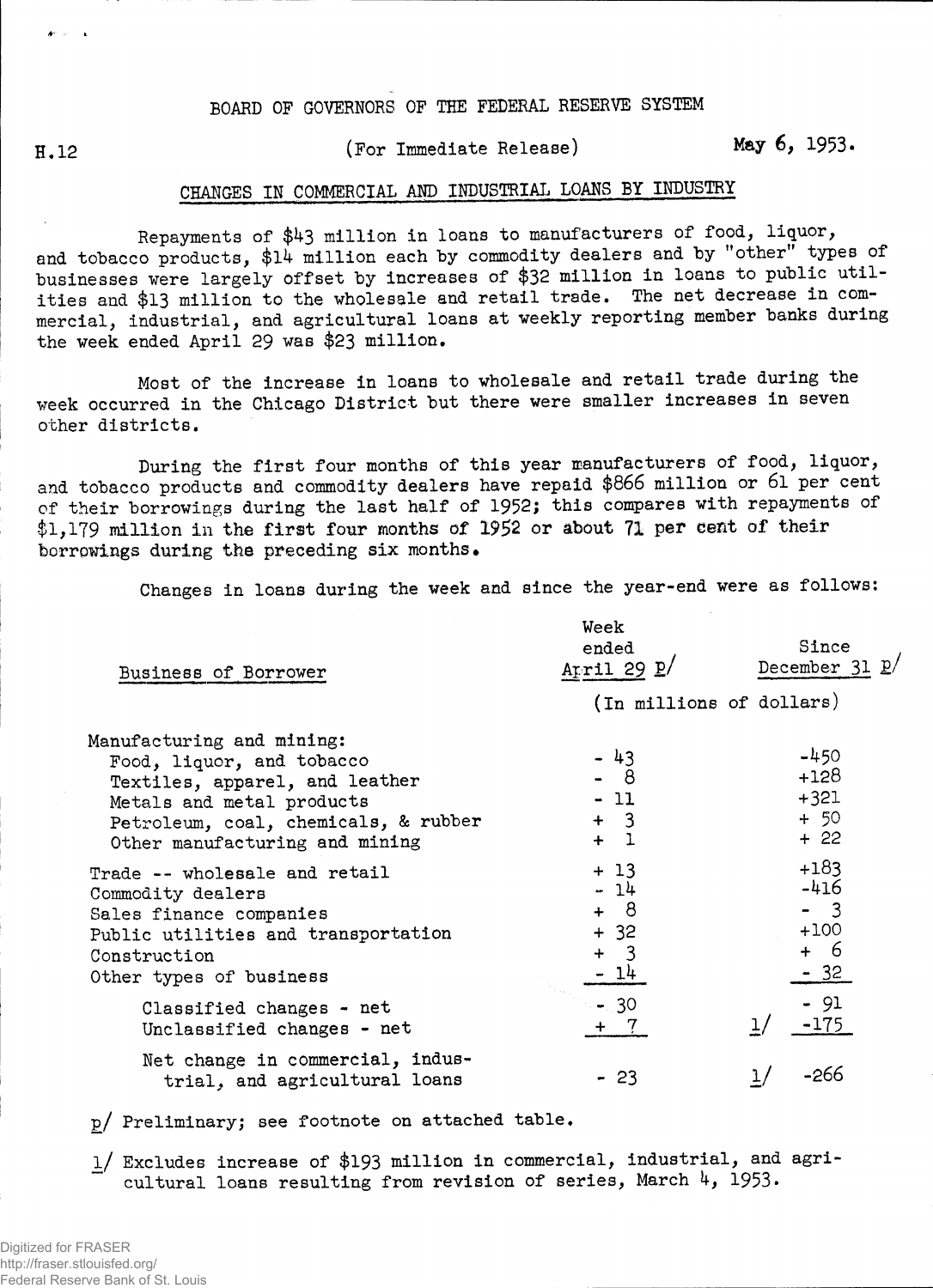BOARD OF GOVERNORS OF THE FEDERAL RESERVE SYSTEM

H.12 (For Immediate Release) May 6, 1953.

## CHANGES IN COMMERCIAL AND INDUSTRIAL LOANS BY INDUSTRY

Repayments of $43 million in loans to manufacturers of food, liquor, and tobacco products, $14 million each by commodity dealers and by "other" types of businesses were largely offset by increases of $32 million in loans to public utilities and $13 million to the wholesale and retail trade. The net decrease in commercial, industrial, and agricultural loans at weekly reporting member banks during the week ended April 29 was $23 million.

Most of the increase in loans to wholesale and retail trade during the week occurred in the Chicago District but there were smaller increases in seven other districts.

During the first four months of this year manufacturers of food, liquor, and tobacco products and commodity dealers have repaid $866 million or 61 per cent of their borrowings during the last half of 1952; this compares with repayments of $1,179 million in the first four months of 1952 or about 71 per cent of their borrowings during the preceding six months.

Changes in loans during the week and since the year-end were as follows:

| Business of Borrower | Week ended April 29 p/ | Since December 31 p/ |
|---|---|---|
| | (In millions of dollars) | |
| Manufacturing and mining: | | |
| Food, liquor, and tobacco | - 43 | -450 |
| Textiles, apparel, and leather | - 8 | +128 |
| Metals and metal products | - 11 | +321 |
| Petroleum, coal, chemicals, & rubber | + 3 | + 50 |
| Other manufacturing and mining | + 1 | + 22 |
| Trade -- wholesale and retail | + 13 | +183 |
| Commodity dealers | - 14 | -416 |
| Sales finance companies | + 8 | - 3 |
| Public utilities and transportation | + 32 | +100 |
| Construction | + 3 | + 6 |
| Other types of business | - 14 | - 32 |
| Classified changes - net | - 30 | - 91 |
| Unclassified changes - net | + 7 | 1/ -175 |
| Net change in commercial, industrial, and agricultural loans | - 23 | 1/ -266 |

p/ Preliminary; see footnote on attached table.

1/ Excludes increase of $193 million in commercial, industrial, and agricultural loans resulting from revision of series, March 4, 1953.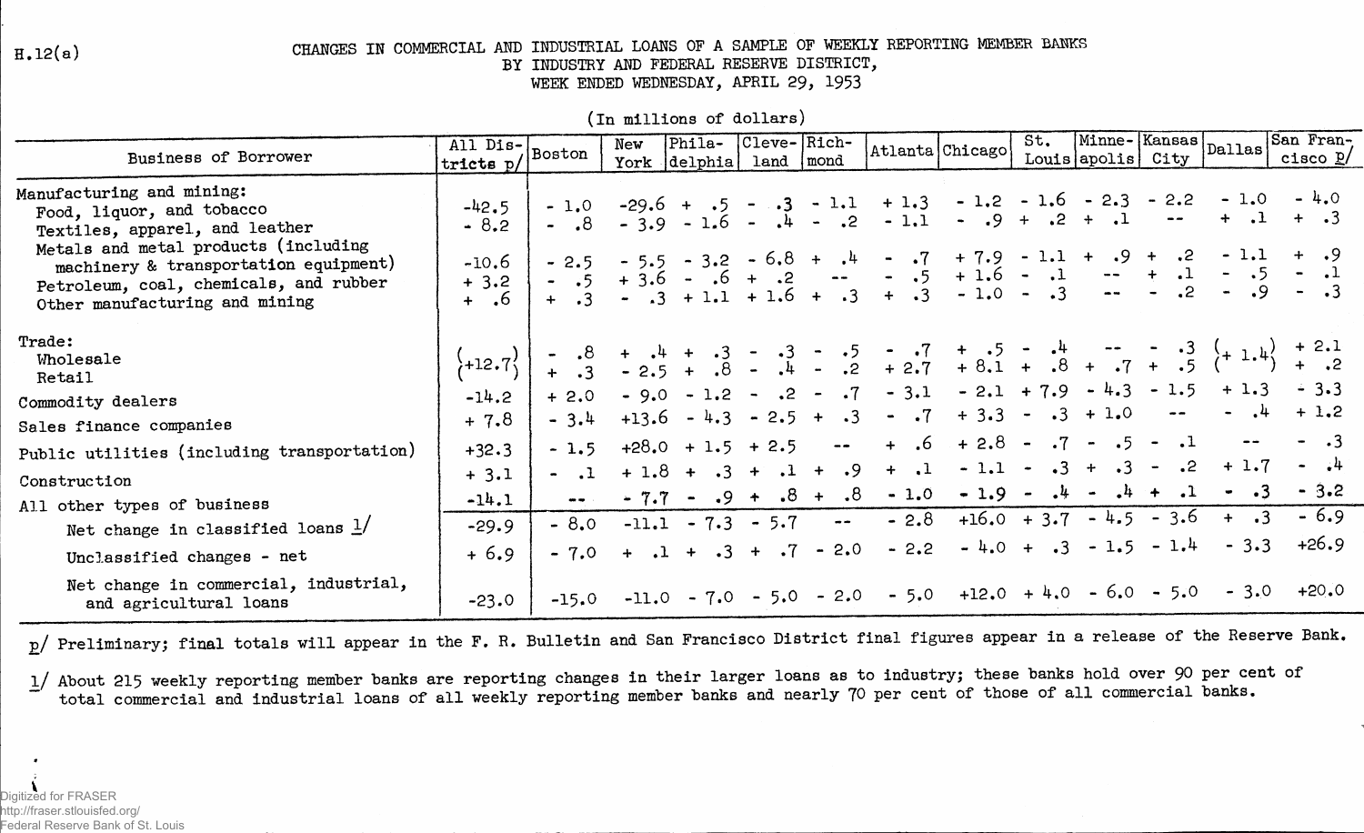H.12(a)

# CHANGES IN COMMERCIAL AND INDUSTRIAL LOANS OF A SAMPLE OF WEEKLY REPORTING MEMBER BANKS BY INDUSTRY AND FEDERAL RESERVE DISTRICT, WEEK ENDED WEDNESDAY, APRIL 29, 1953

(In millions of dollars)

| Business of Borrower | All Districts p/ | Boston | New York | Philadelphia | Cleveland | Richmond | Atlanta | Chicago | St. Louis | Minneapolis | Kansas City | Dallas | San Francisco p/ |
|---|---|---|---|---|---|---|---|---|---|---|---|---|---|
| Manufacturing and mining: | | | | | | | | | | | | | |
| Food, liquor, and tobacco | -42.5 | - 1.0 | -29.6 | + .5 | - .3 | - 1.1 | + 1.3 | - 1.2 | - 1.6 | - 2.3 | - 2.2 | - 1.0 | - 4.0 |
| Textiles, apparel, and leather | - 8.2 | - .8 | - 3.9 | - 1.6 | - .4 | - .2 | - 1.1 | - .9 | + .2 | + .1 | -- | + .1 | + .3 |
| Metals and metal products (including machinery & transportation equipment) | -10.6 | - 2.5 | - 5.5 | - 3.2 | - 6.8 | + .4 | - .7 | + 7.9 | - 1.1 | + .9 | + .2 | - 1.1 | + .9 |
| Petroleum, coal, chemicals, and rubber | + 3.2 | - .5 | + 3.6 | - .6 | + .2 | -- | - .5 | + 1.6 | - .1 | -- | + .1 | - .5 | - .1 |
| Other manufacturing and mining | + .6 | + .3 | - .3 | + 1.1 | + 1.6 | + .3 | + .3 | - 1.0 | - .3 | -- | - .2 | - .9 | - .3 |
| Trade: | | | | | | | | | | | | | |
| Wholesale | (+12.7) | - .8 | + .4 | + .3 | - .3 | - .5 | - .7 | + .5 | - .4 | -- | - .3 | (+ 1.4) | + 2.1 |
| Retail | | + .3 | - 2.5 | + .8 | - .4 | - .2 | + 2.7 | + 8.1 | + .8 | + .7 | + .5 | | + .2 |
| Commodity dealers | -14.2 | + 2.0 | - 9.0 | - 1.2 | - .2 | - .7 | - 3.1 | - 2.1 | + 7.9 | - 4.3 | - 1.5 | + 1.3 | - 3.3 |
| Sales finance companies | + 7.8 | - 3.4 | +13.6 | - 4.3 | - 2.5 | + .3 | - .7 | + 3.3 | - .3 | + 1.0 | -- | - .4 | + 1.2 |
| Public utilities (including transportation) | +32.3 | - 1.5 | +28.0 | + 1.5 | + 2.5 | -- | + .6 | + 2.8 | - .7 | - .5 | - .1 | -- | - .3 |
| Construction | + 3.1 | - .1 | + 1.8 | + .3 | + .1 | + .9 | + .1 | - 1.1 | - .3 | + .3 | - .2 | + 1.7 | - .4 |
| All other types of business | -14.1 | -- | - 7.7 | - .9 | + .8 | + .8 | - 1.0 | - 1.9 | - .4 | - .4 | + .1 | - .3 | - 3.2 |
| Net change in classified loans 1/ | -29.9 | - 8.0 | -11.1 | - 7.3 | - 5.7 | -- | - 2.8 | +16.0 | + 3.7 | - 4.5 | - 3.6 | + .3 | - 6.9 |
| Unclassified changes - net | + 6.9 | - 7.0 | + .1 | + .3 | + .7 | - 2.0 | - 2.2 | - 4.0 | + .3 | - 1.5 | - 1.4 | - 3.3 | +26.9 |
| Net change in commercial, industrial, and agricultural loans | -23.0 | -15.0 | -11.0 | - 7.0 | - 5.0 | - 2.0 | - 5.0 | +12.0 | + 4.0 | - 6.0 | - 5.0 | - 3.0 | +20.0 |

p/ Preliminary; final totals will appear in the F. R. Bulletin and San Francisco District final figures appear in a release of the Reserve Bank.

1/ About 215 weekly reporting member banks are reporting changes in their larger loans as to industry; these banks hold over 90 per cent of total commercial and industrial loans of all weekly reporting member banks and nearly 70 per cent of those of all commercial banks.